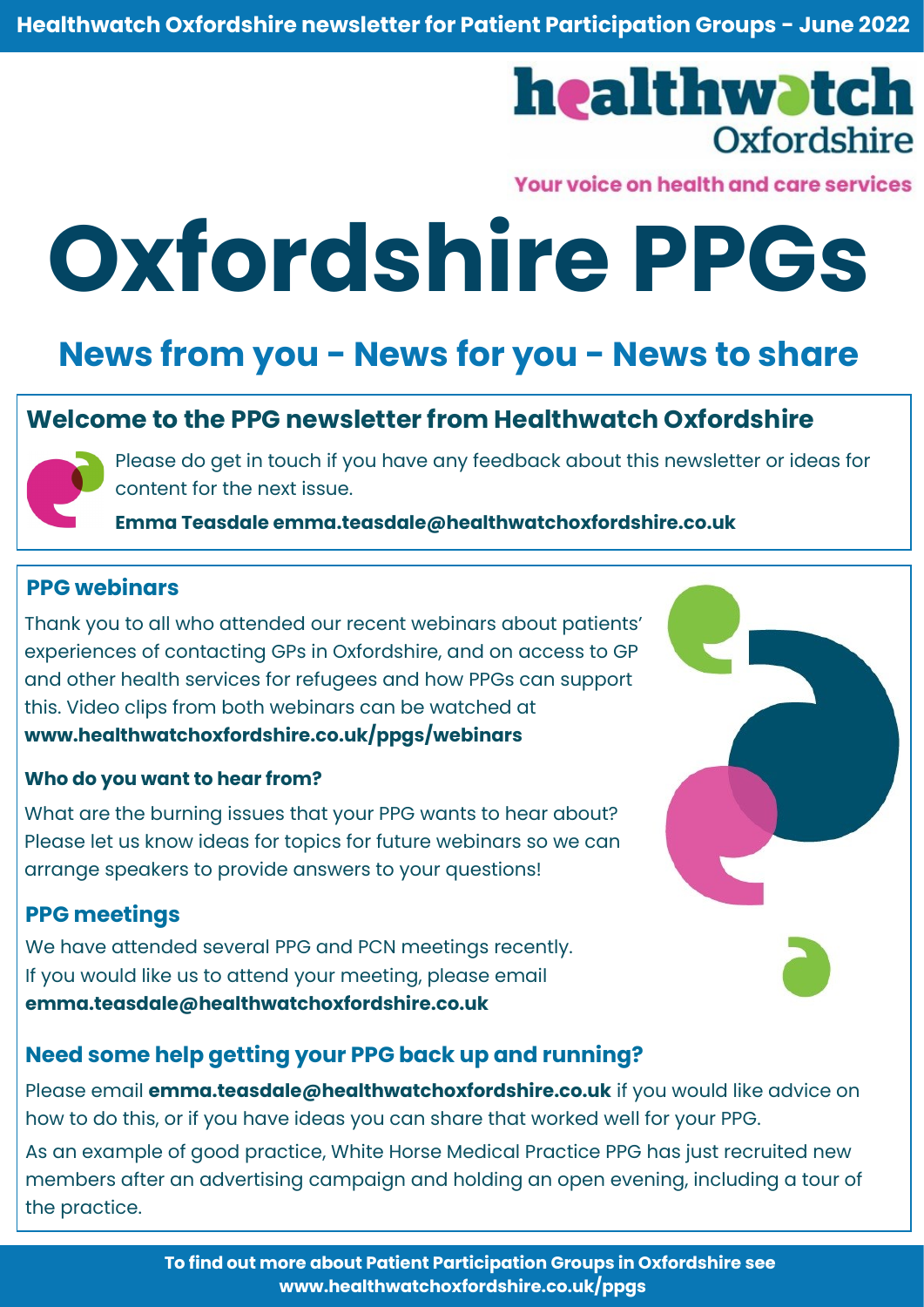Healthwatch Oxfordshire newsletter for Patient Participation Groups - June 2022

healthwatch Oxfordshire

Your voice on health and care services

# Oxfordshire PPGs

## News from you - News for you - News to share

### Welcome to the PPG newsletter from Healthwatch Oxfordshire

Please do get in touch if you have any feedback about this newsletter or ideas for content for the next issue.

**Emma Teasdale emma.teasdale@healthwatchoxfordshire.co.uk**

### PPG webinars

Thank you to all who attended our recent webinars about patients' experiences of contacting GPs in Oxfordshire, and on access to GP and other health services for refugees and how PPGs can support this. Video clips from both webinars can be watched at **www.healthwatchoxfordshire.co.uk/ppgs/webinars**

#### Who do you want to hear from?

What are the burning issues that your PPG wants to hear about? Please let us know ideas for topics for future webinars so we can arrange speakers to provide answers to your questions!

### PPG meetings

We have attended several PPG and PCN meetings recently. If you would like us to attend your meeting, please email **emma.teasdale@healthwatchoxfordshire.co.uk**

### Need some help getting your PPG back up and running?

Please email **emma.teasdale@healthwatchoxfordshire.co.uk** if you would like advice on how to do this, or if you have ideas you can share that worked well for your PPG.

As an example of good practice, White Horse Medical Practice PPG has just recruited new members after an advertising campaign and holding an open evening, including a tour of the practice.

**To find out more about Patient Participation Groups in Oxfordshire see www.healthwatchoxfordshire.co.uk/ppgs**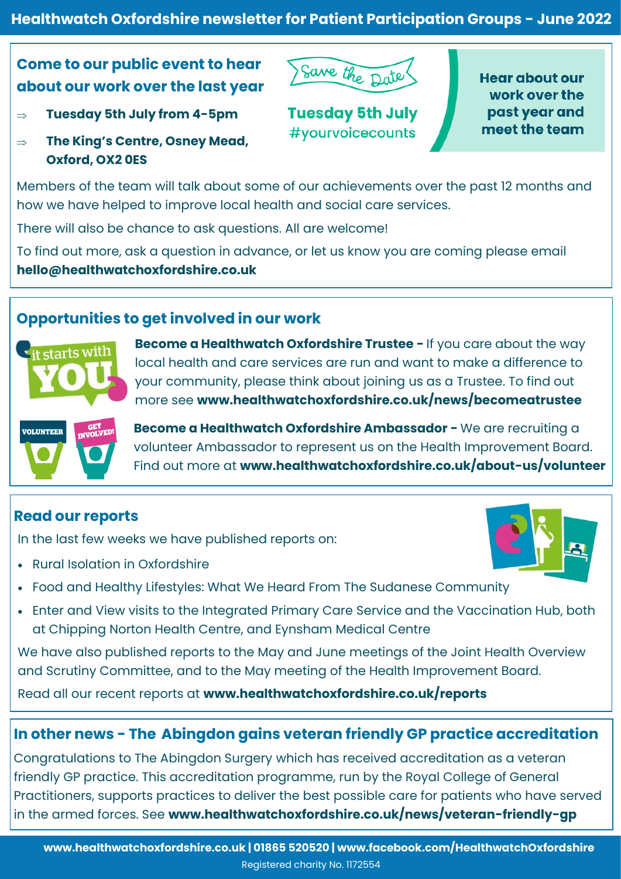# Healthwatch Oxfordshire newsletter for Patient Participation Groups - June 2022

## Come to our public event to hear about our work over the last year

- ⇒ **Tuesday 5th July from 4-5pm**
- ⇒ **The King's Centre, Osney Mead, Oxford, OX2 0ES**

Save the Date

**Tuesday 5th July**
#yourvoicecounts

**Hear about our work over the past year and meet the team**

Members of the team will talk about some of our achievements over the past 12 months and how we have helped to improve local health and social care services.

There will also be chance to ask questions. All are welcome!

To find out more, ask a question in advance, or let us know you are coming please email **hello@healthwatchoxfordshire.co.uk**

## Opportunities to get involved in our work

**Become a Healthwatch Oxfordshire Trustee -** If you care about the way local health and care services are run and want to make a difference to your community, please think about joining us as a Trustee. To find out more see **www.healthwatchoxfordshire.co.uk/news/becomeatrustee**

**Become a Healthwatch Oxfordshire Ambassador -** We are recruiting a volunteer Ambassador to represent us on the Health Improvement Board. Find out more at **www.healthwatchoxfordshire.co.uk/about-us/volunteer**

## Read our reports

In the last few weeks we have published reports on:

- Rural Isolation in Oxfordshire
- Food and Healthy Lifestyles: What We Heard From The Sudanese Community
- Enter and View visits to the Integrated Primary Care Service and the Vaccination Hub, both at Chipping Norton Health Centre, and Eynsham Medical Centre

We have also published reports to the May and June meetings of the Joint Health Overview and Scrutiny Committee, and to the May meeting of the Health Improvement Board.

Read all our recent reports at **www.healthwatchoxfordshire.co.uk/reports**

## In other news - The Abingdon gains veteran friendly GP practice accreditation

Congratulations to The Abingdon Surgery which has received accreditation as a veteran friendly GP practice. This accreditation programme, run by the Royal College of General Practitioners, supports practices to deliver the best possible care for patients who have served in the armed forces. See **www.healthwatchoxfordshire.co.uk/news/veteran-friendly-gp**

**www.healthwatchoxfordshire.co.uk | 01865 520520 | www.facebook.com/HealthwatchOxfordshire**

Registered charity No. 1172554